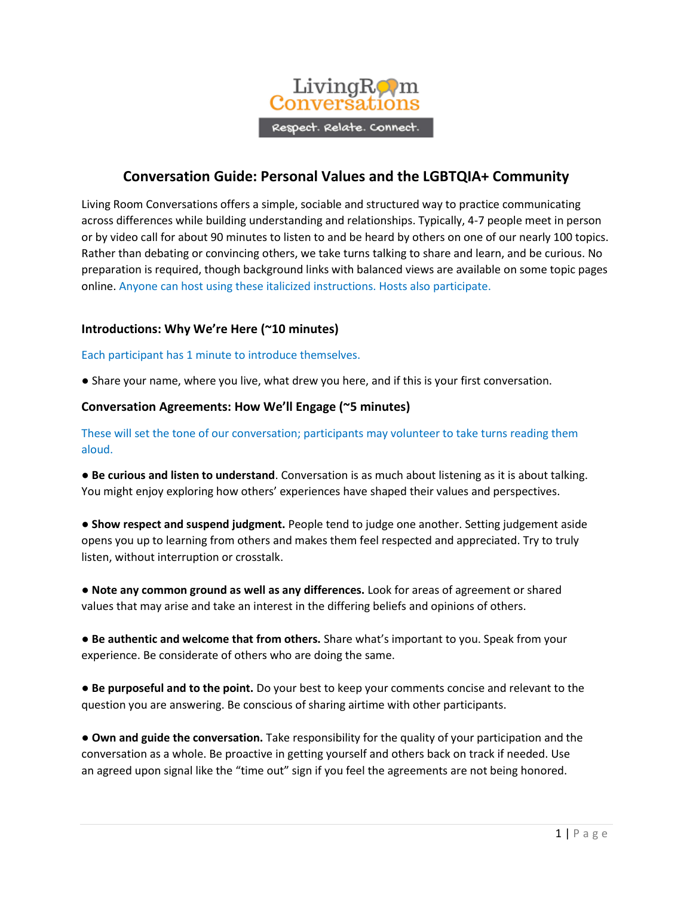# Conversation Guide: Personal Values and the LGBTQIA+ Community

Living Room Conversations offers a simple, sociable and structured way to practice communicating across differences while building understanding and relationships. Typically, 4-7 people meet in person or by video call for about 90 minutes to listen to and be heard by others on one of our nearly 100 topics. Rather than debating or convincing others, we take turns talking to share and learn, and be curious. No preparation is required, though background links with balanced views are available on some topic pages online. *Anyone can host using these italicized instructions. Hosts also participate.*

### Introductions: Why We're Here (~10 minutes)

*Each participant has 1 minute to introduce themselves.*

- Share your name, where you live, what drew you here, and if this is your first conversation.

### Conversation Agreements: How We'll Engage (~5 minutes)

*These will set the tone of our conversation; participants may volunteer to take turns reading them aloud.*

- **Be curious and listen to understand**. Conversation is as much about listening as it is about talking. You might enjoy exploring how others' experiences have shaped their values and perspectives.

- **Show respect and suspend judgment.** People tend to judge one another. Setting judgement aside opens you up to learning from others and makes them feel respected and appreciated. Try to truly listen, without interruption or crosstalk.

- **Note any common ground as well as any differences.** Look for areas of agreement or shared values that may arise and take an interest in the differing beliefs and opinions of others.

- **Be authentic and welcome that from others.** Share what's important to you. Speak from your experience. Be considerate of others who are doing the same.

- **Be purposeful and to the point.** Do your best to keep your comments concise and relevant to the question you are answering. Be conscious of sharing airtime with other participants.

- **Own and guide the conversation.** Take responsibility for the quality of your participation and the conversation as a whole. Be proactive in getting yourself and others back on track if needed. Use an agreed upon signal like the "time out" sign if you feel the agreements are not being honored.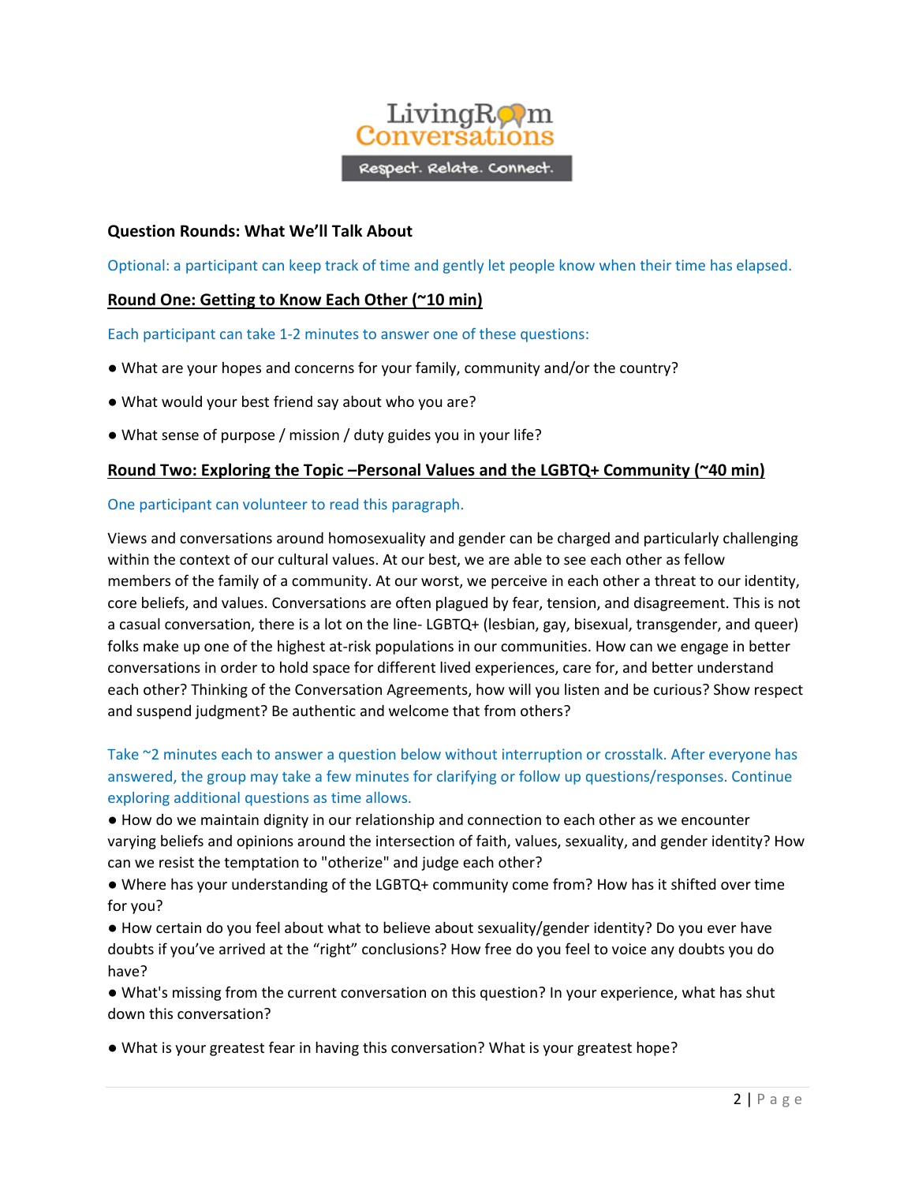## Question Rounds: What We'll Talk About

Optional: a participant can keep track of time and gently let people know when their time has elapsed.

### Round One: Getting to Know Each Other (~10 min)

Each participant can take 1-2 minutes to answer one of these questions:

- What are your hopes and concerns for your family, community and/or the country?
- What would your best friend say about who you are?
- What sense of purpose / mission / duty guides you in your life?

### Round Two: Exploring the Topic –Personal Values and the LGBTQ+ Community (~40 min)

One participant can volunteer to read this paragraph.

Views and conversations around homosexuality and gender can be charged and particularly challenging within the context of our cultural values. At our best, we are able to see each other as fellow members of the family of a community. At our worst, we perceive in each other a threat to our identity, core beliefs, and values. Conversations are often plagued by fear, tension, and disagreement. This is not a casual conversation, there is a lot on the line- LGBTQ+ (lesbian, gay, bisexual, transgender, and queer) folks make up one of the highest at-risk populations in our communities. How can we engage in better conversations in order to hold space for different lived experiences, care for, and better understand each other? Thinking of the Conversation Agreements, how will you listen and be curious? Show respect and suspend judgment? Be authentic and welcome that from others?

Take ~2 minutes each to answer a question below without interruption or crosstalk. After everyone has answered, the group may take a few minutes for clarifying or follow up questions/responses. Continue exploring additional questions as time allows.

- How do we maintain dignity in our relationship and connection to each other as we encounter varying beliefs and opinions around the intersection of faith, values, sexuality, and gender identity? How can we resist the temptation to "otherize" and judge each other?
- Where has your understanding of the LGBTQ+ community come from? How has it shifted over time for you?
- How certain do you feel about what to believe about sexuality/gender identity? Do you ever have doubts if you've arrived at the "right" conclusions? How free do you feel to voice any doubts you do have?
- What's missing from the current conversation on this question? In your experience, what has shut down this conversation?
- What is your greatest fear in having this conversation? What is your greatest hope?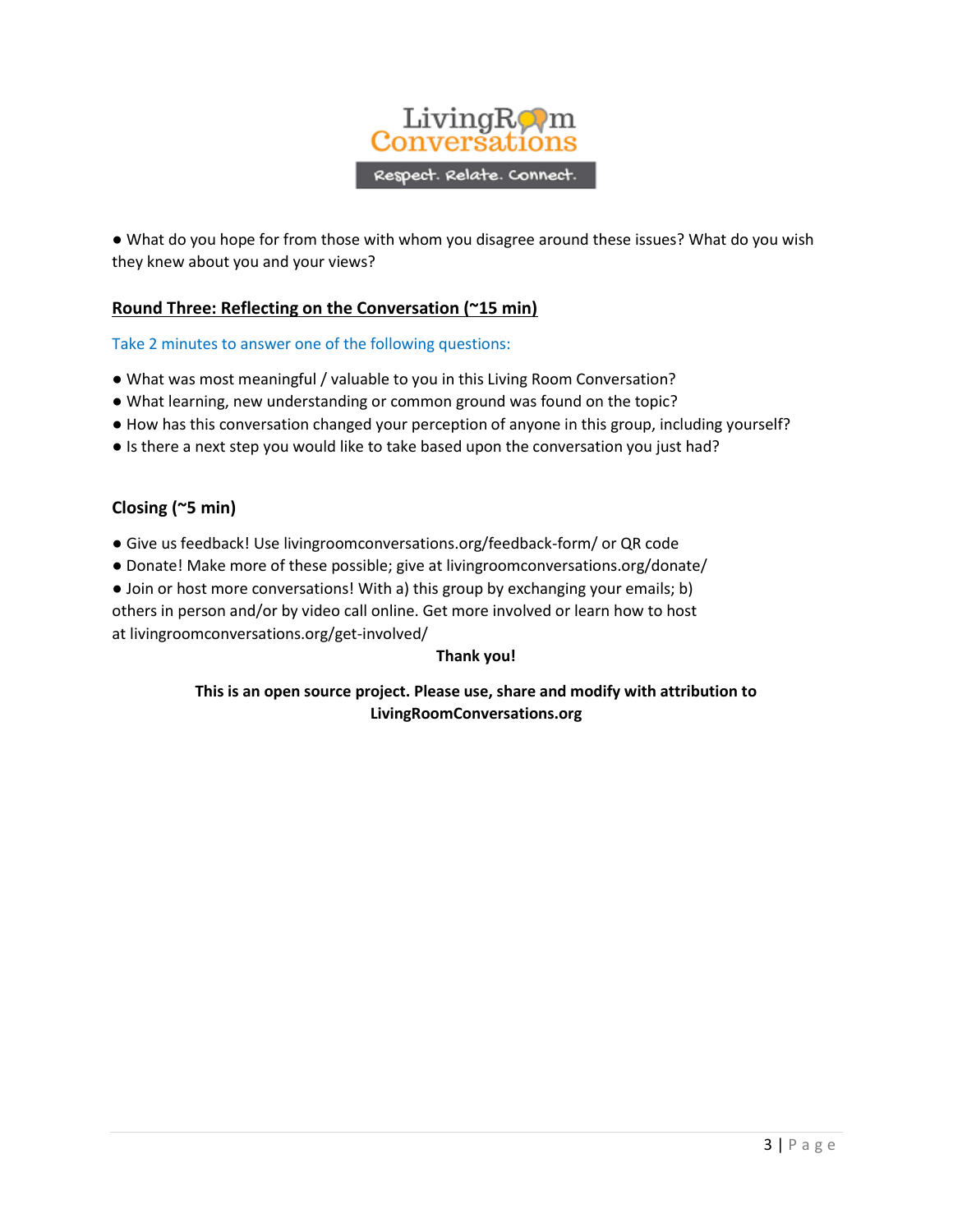● What do you hope for from those with whom you disagree around these issues? What do you wish they knew about you and your views?

## Round Three: Reflecting on the Conversation (~15 min)

Take 2 minutes to answer one of the following questions:

- What was most meaningful / valuable to you in this Living Room Conversation?
- What learning, new understanding or common ground was found on the topic?
- How has this conversation changed your perception of anyone in this group, including yourself?
- Is there a next step you would like to take based upon the conversation you just had?

## Closing (~5 min)

- Give us feedback! Use livingroomconversations.org/feedback-form/ or QR code
- Donate! Make more of these possible; give at livingroomconversations.org/donate/
- Join or host more conversations! With a) this group by exchanging your emails; b) others in person and/or by video call online. Get more involved or learn how to host at livingroomconversations.org/get-involved/

**Thank you!**

**This is an open source project. Please use, share and modify with attribution to LivingRoomConversations.org**